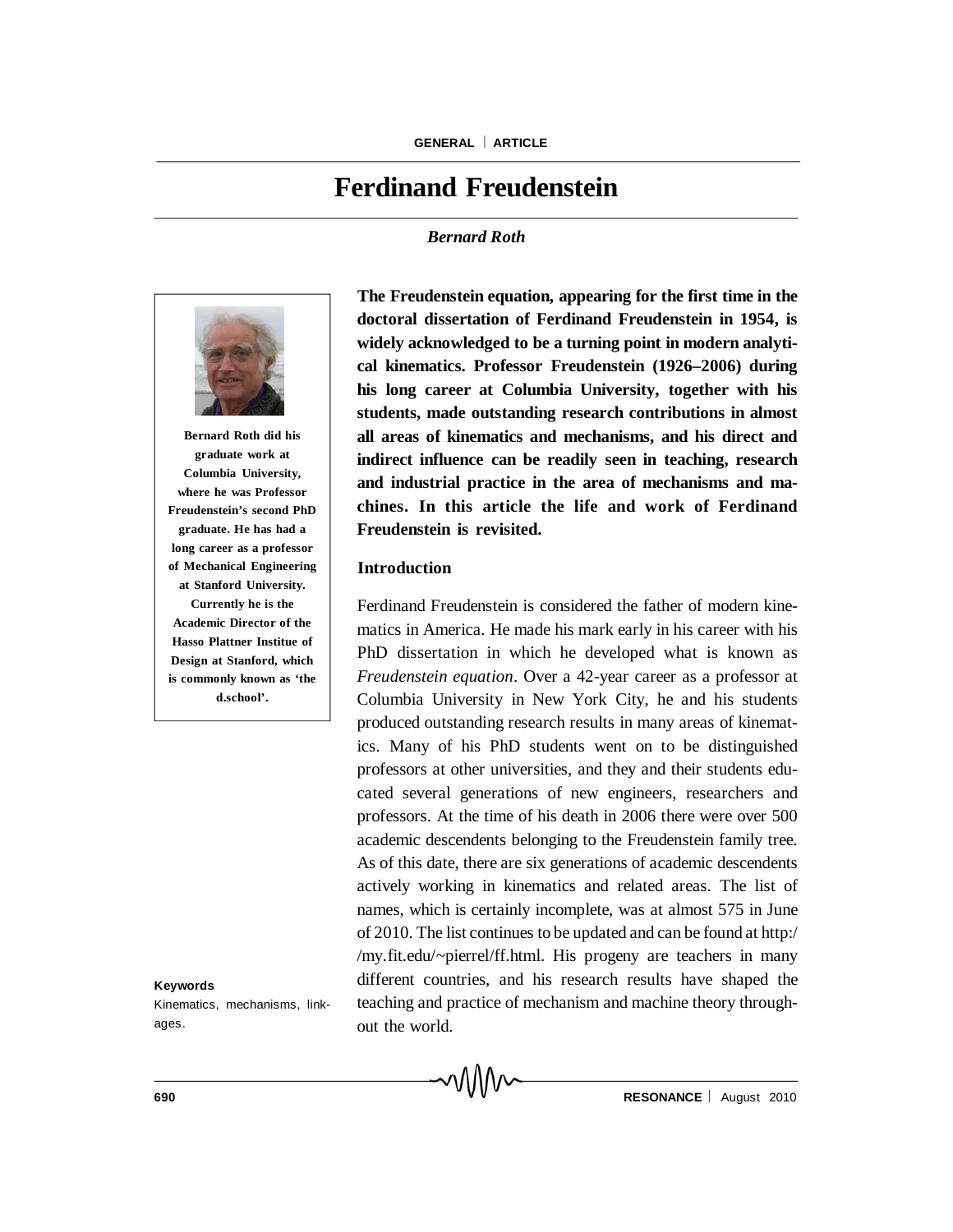# Ferdinand Freudenstein

*Bernard Roth*

Bernard Roth did his graduate work at Columbia University, where he was Professor Freudenstein's second PhD graduate. He has had a long career as a professor of Mechanical Engineering at Stanford University. Currently he is the Academic Director of the Hasso Plattner Institue of Design at Stanford, which is commonly known as 'the d.school'.

**The Freudenstein equation, appearing for the first time in the doctoral dissertation of Ferdinand Freudenstein in 1954, is widely acknowledged to be a turning point in modern analytical kinematics. Professor Freudenstein (1926–2006) during his long career at Columbia University, together with his students, made outstanding research contributions in almost all areas of kinematics and mechanisms, and his direct and indirect influence can be readily seen in teaching, research and industrial practice in the area of mechanisms and machines. In this article the life and work of Ferdinand Freudenstein is revisited.**

## Introduction

Ferdinand Freudenstein is considered the father of modern kinematics in America. He made his mark early in his career with his PhD dissertation in which he developed what is known as *Freudenstein equation*. Over a 42-year career as a professor at Columbia University in New York City, he and his students produced outstanding research results in many areas of kinematics. Many of his PhD students went on to be distinguished professors at other universities, and they and their students educated several generations of new engineers, researchers and professors. At the time of his death in 2006 there were over 500 academic descendents belonging to the Freudenstein family tree. As of this date, there are six generations of academic descendents actively working in kinematics and related areas. The list of names, which is certainly incomplete, was at almost 575 in June of 2010. The list continues to be updated and can be found at http://my.fit.edu/~pierrel/ff.html. His progeny are teachers in many different countries, and his research results have shaped the teaching and practice of mechanism and machine theory throughout the world.

**Keywords**

Kinematics, mechanisms, linkages.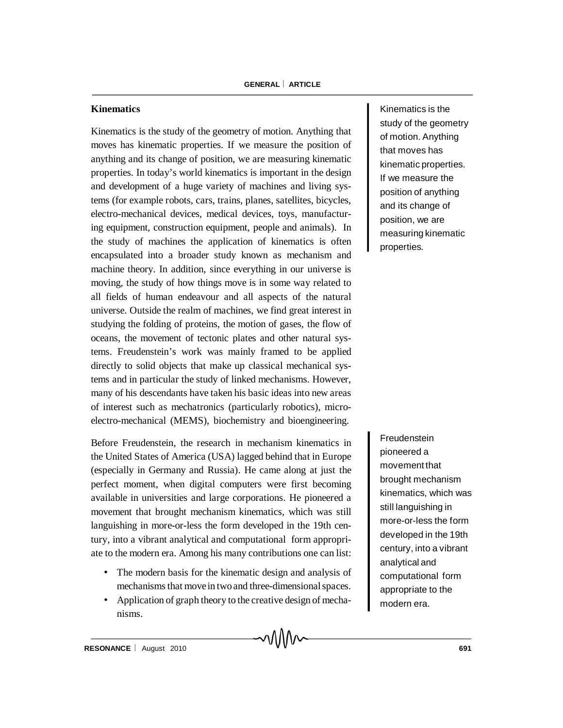## Kinematics

Kinematics is the study of the geometry of motion. Anything that moves has kinematic properties. If we measure the position of anything and its change of position, we are measuring kinematic properties. In today's world kinematics is important in the design and development of a huge variety of machines and living systems (for example robots, cars, trains, planes, satellites, bicycles, electro-mechanical devices, medical devices, toys, manufacturing equipment, construction equipment, people and animals). In the study of machines the application of kinematics is often encapsulated into a broader study known as mechanism and machine theory. In addition, since everything in our universe is moving, the study of how things move is in some way related to all fields of human endeavour and all aspects of the natural universe. Outside the realm of machines, we find great interest in studying the folding of proteins, the motion of gases, the flow of oceans, the movement of tectonic plates and other natural systems. Freudenstein's work was mainly framed to be applied directly to solid objects that make up classical mechanical systems and in particular the study of linked mechanisms. However, many of his descendants have taken his basic ideas into new areas of interest such as mechatronics (particularly robotics), micro-electro-mechanical (MEMS), biochemistry and bioengineering.

> Kinematics is the study of the geometry of motion. Anything that moves has kinematic properties. If we measure the position of anything and its change of position, we are measuring kinematic properties.

Before Freudenstein, the research in mechanism kinematics in the United States of America (USA) lagged behind that in Europe (especially in Germany and Russia). He came along at just the perfect moment, when digital computers were first becoming available in universities and large corporations. He pioneered a movement that brought mechanism kinematics, which was still languishing in more-or-less the form developed in the 19th century, into a vibrant analytical and computational form appropriate to the modern era. Among his many contributions one can list:

> Freudenstein pioneered a movement that brought mechanism kinematics, which was still languishing in more-or-less the form developed in the 19th century, into a vibrant analytical and computational form appropriate to the modern era.

- The modern basis for the kinematic design and analysis of mechanisms that move in two and three-dimensional spaces.
- Application of graph theory to the creative design of mechanisms.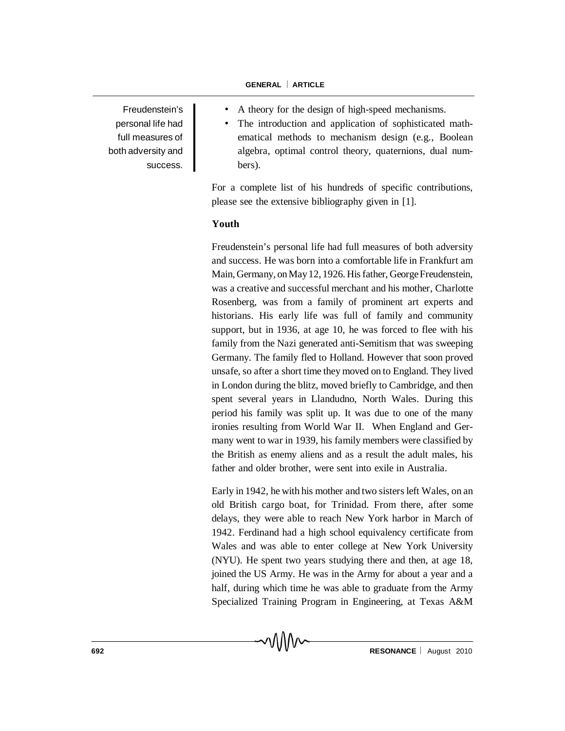Freudenstein's personal life had full measures of both adversity and success.

- A theory for the design of high-speed mechanisms.
- The introduction and application of sophisticated mathematical methods to mechanism design (e.g., Boolean algebra, optimal control theory, quaternions, dual numbers).

For a complete list of his hundreds of specific contributions, please see the extensive bibliography given in [1].

**Youth**

Freudenstein's personal life had full measures of both adversity and success. He was born into a comfortable life in Frankfurt am Main, Germany, on May 12, 1926. His father, George Freudenstein, was a creative and successful merchant and his mother, Charlotte Rosenberg, was from a family of prominent art experts and historians. His early life was full of family and community support, but in 1936, at age 10, he was forced to flee with his family from the Nazi generated anti-Semitism that was sweeping Germany. The family fled to Holland. However that soon proved unsafe, so after a short time they moved on to England. They lived in London during the blitz, moved briefly to Cambridge, and then spent several years in Llandudno, North Wales. During this period his family was split up. It was due to one of the many ironies resulting from World War II. When England and Germany went to war in 1939, his family members were classified by the British as enemy aliens and as a result the adult males, his father and older brother, were sent into exile in Australia.

Early in 1942, he with his mother and two sisters left Wales, on an old British cargo boat, for Trinidad. From there, after some delays, they were able to reach New York harbor in March of 1942. Ferdinand had a high school equivalency certificate from Wales and was able to enter college at New York University (NYU). He spent two years studying there and then, at age 18, joined the US Army. He was in the Army for about a year and a half, during which time he was able to graduate from the Army Specialized Training Program in Engineering, at Texas A&M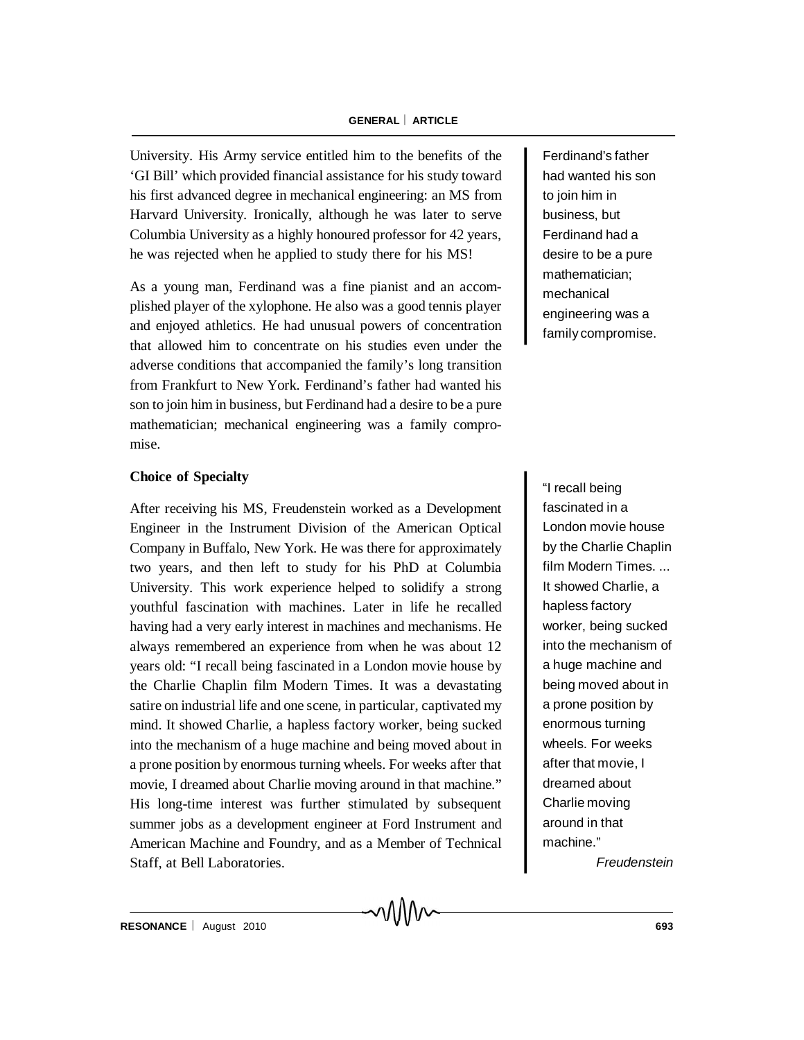University. His Army service entitled him to the benefits of the 'GI Bill' which provided financial assistance for his study toward his first advanced degree in mechanical engineering: an MS from Harvard University. Ironically, although he was later to serve Columbia University as a highly honoured professor for 42 years, he was rejected when he applied to study there for his MS!

As a young man, Ferdinand was a fine pianist and an accomplished player of the xylophone. He also was a good tennis player and enjoyed athletics. He had unusual powers of concentration that allowed him to concentrate on his studies even under the adverse conditions that accompanied the family's long transition from Frankfurt to New York. Ferdinand's father had wanted his son to join him in business, but Ferdinand had a desire to be a pure mathematician; mechanical engineering was a family compromise.

> Ferdinand's father had wanted his son to join him in business, but Ferdinand had a desire to be a pure mathematician; mechanical engineering was a family compromise.

## Choice of Specialty

After receiving his MS, Freudenstein worked as a Development Engineer in the Instrument Division of the American Optical Company in Buffalo, New York. He was there for approximately two years, and then left to study for his PhD at Columbia University. This work experience helped to solidify a strong youthful fascination with machines. Later in life he recalled having had a very early interest in machines and mechanisms. He always remembered an experience from when he was about 12 years old: "I recall being fascinated in a London movie house by the Charlie Chaplin film Modern Times. It was a devastating satire on industrial life and one scene, in particular, captivated my mind. It showed Charlie, a hapless factory worker, being sucked into the mechanism of a huge machine and being moved about in a prone position by enormous turning wheels. For weeks after that movie, I dreamed about Charlie moving around in that machine." His long-time interest was further stimulated by subsequent summer jobs as a development engineer at Ford Instrument and American Machine and Foundry, and as a Member of Technical Staff, at Bell Laboratories.

> "I recall being fascinated in a London movie house by the Charlie Chaplin film Modern Times. ... It showed Charlie, a hapless factory worker, being sucked into the mechanism of a huge machine and being moved about in a prone position by enormous turning wheels. For weeks after that movie, I dreamed about Charlie moving around in that machine."
>
> *Freudenstein*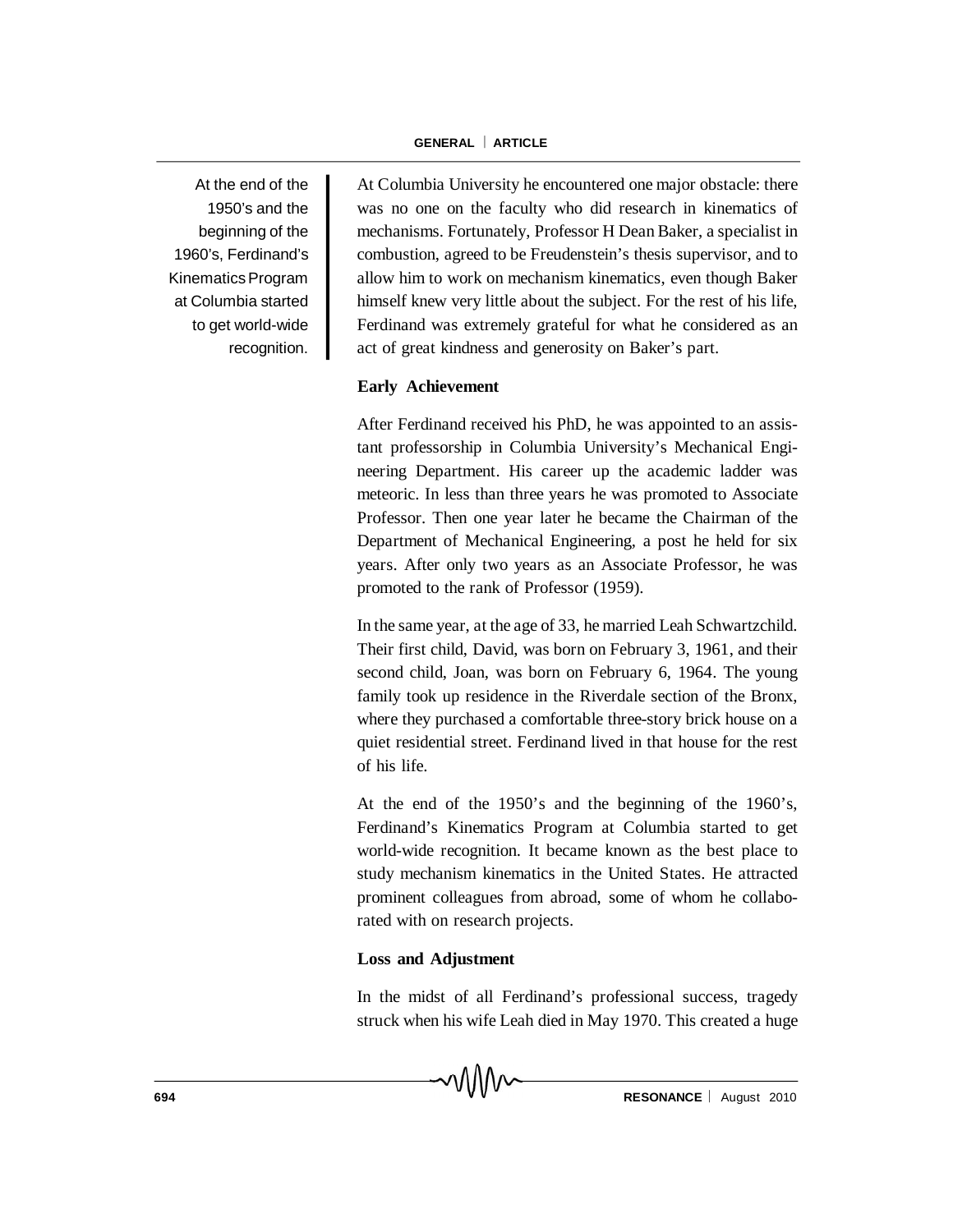> At the end of the 1950's and the beginning of the 1960's, Ferdinand's Kinematics Program at Columbia started to get world-wide recognition.

At Columbia University he encountered one major obstacle: there was no one on the faculty who did research in kinematics of mechanisms. Fortunately, Professor H Dean Baker, a specialist in combustion, agreed to be Freudenstein's thesis supervisor, and to allow him to work on mechanism kinematics, even though Baker himself knew very little about the subject. For the rest of his life, Ferdinand was extremely grateful for what he considered as an act of great kindness and generosity on Baker's part.

**Early Achievement**

After Ferdinand received his PhD, he was appointed to an assistant professorship in Columbia University's Mechanical Engineering Department. His career up the academic ladder was meteoric. In less than three years he was promoted to Associate Professor. Then one year later he became the Chairman of the Department of Mechanical Engineering, a post he held for six years. After only two years as an Associate Professor, he was promoted to the rank of Professor (1959).

In the same year, at the age of 33, he married Leah Schwartzchild. Their first child, David, was born on February 3, 1961, and their second child, Joan, was born on February 6, 1964. The young family took up residence in the Riverdale section of the Bronx, where they purchased a comfortable three-story brick house on a quiet residential street. Ferdinand lived in that house for the rest of his life.

At the end of the 1950's and the beginning of the 1960's, Ferdinand's Kinematics Program at Columbia started to get world-wide recognition. It became known as the best place to study mechanism kinematics in the United States. He attracted prominent colleagues from abroad, some of whom he collaborated with on research projects.

**Loss and Adjustment**

In the midst of all Ferdinand's professional success, tragedy struck when his wife Leah died in May 1970. This created a huge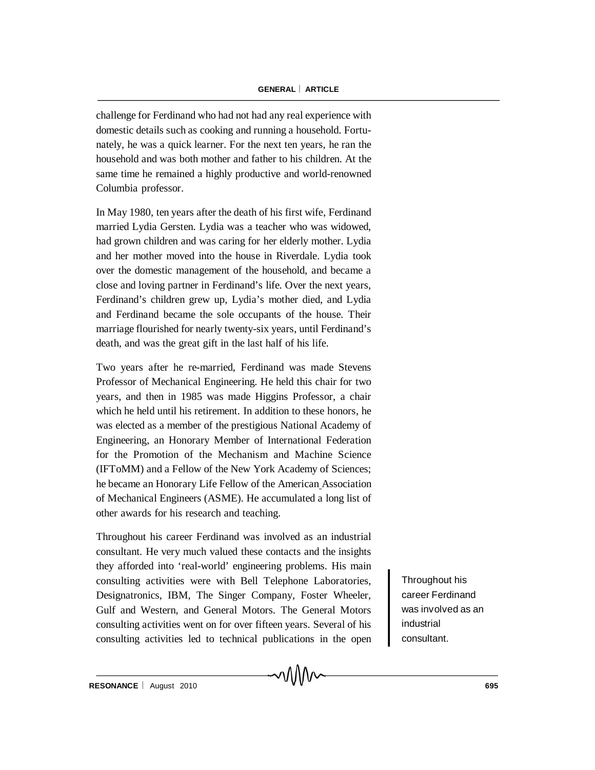challenge for Ferdinand who had not had any real experience with domestic details such as cooking and running a household. Fortunately, he was a quick learner. For the next ten years, he ran the household and was both mother and father to his children. At the same time he remained a highly productive and world-renowned Columbia professor.

In May 1980, ten years after the death of his first wife, Ferdinand married Lydia Gersten. Lydia was a teacher who was widowed, had grown children and was caring for her elderly mother. Lydia and her mother moved into the house in Riverdale. Lydia took over the domestic management of the household, and became a close and loving partner in Ferdinand's life. Over the next years, Ferdinand's children grew up, Lydia's mother died, and Lydia and Ferdinand became the sole occupants of the house. Their marriage flourished for nearly twenty-six years, until Ferdinand's death, and was the great gift in the last half of his life.

Two years after he re-married, Ferdinand was made Stevens Professor of Mechanical Engineering. He held this chair for two years, and then in 1985 was made Higgins Professor, a chair which he held until his retirement. In addition to these honors, he was elected as a member of the prestigious National Academy of Engineering, an Honorary Member of International Federation for the Promotion of the Mechanism and Machine Science (IFToMM) and a Fellow of the New York Academy of Sciences; he became an Honorary Life Fellow of the American Association of Mechanical Engineers (ASME). He accumulated a long list of other awards for his research and teaching.

Throughout his career Ferdinand was involved as an industrial consultant. He very much valued these contacts and the insights they afforded into 'real-world' engineering problems. His main consulting activities were with Bell Telephone Laboratories, Designatronics, IBM, The Singer Company, Foster Wheeler, Gulf and Western, and General Motors. The General Motors consulting activities went on for over fifteen years. Several of his consulting activities led to technical publications in the open

Throughout his career Ferdinand was involved as an industrial consultant.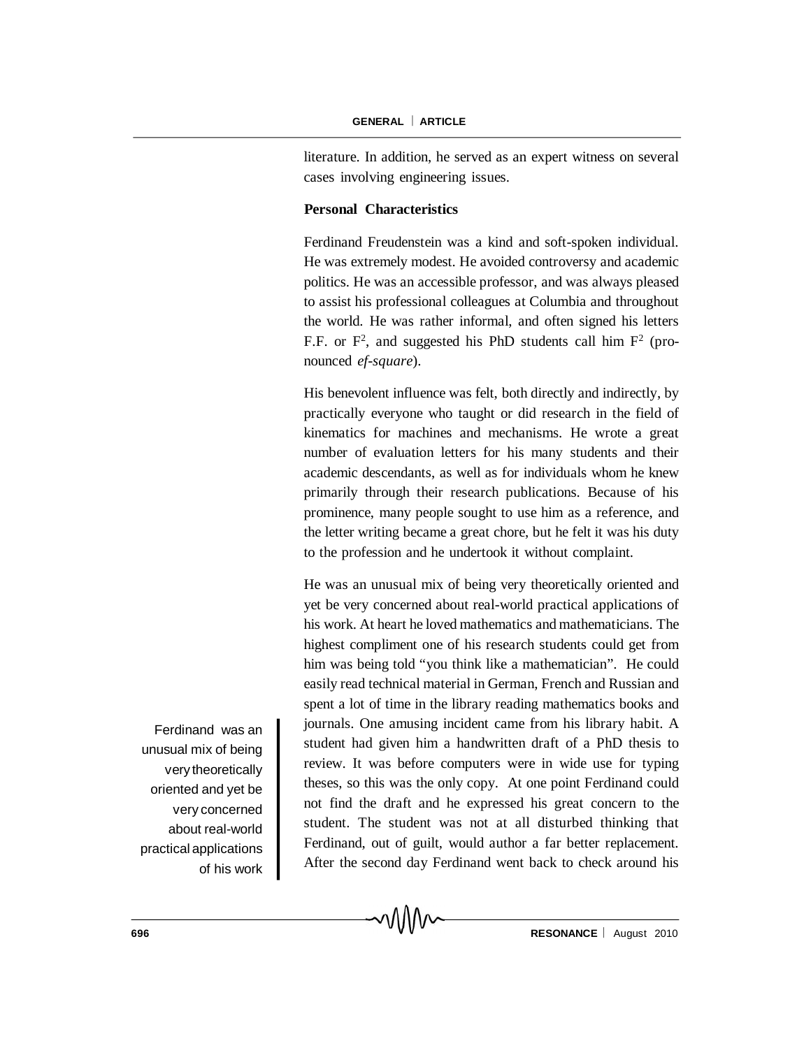literature. In addition, he served as an expert witness on several cases involving engineering issues.

### Personal Characteristics

Ferdinand Freudenstein was a kind and soft-spoken individual. He was extremely modest. He avoided controversy and academic politics. He was an accessible professor, and was always pleased to assist his professional colleagues at Columbia and throughout the world. He was rather informal, and often signed his letters F.F. or $F^2$, and suggested his PhD students call him $F^2$ (pronounced *ef-square*).

His benevolent influence was felt, both directly and indirectly, by practically everyone who taught or did research in the field of kinematics for machines and mechanisms. He wrote a great number of evaluation letters for his many students and their academic descendants, as well as for individuals whom he knew primarily through their research publications. Because of his prominence, many people sought to use him as a reference, and the letter writing became a great chore, but he felt it was his duty to the profession and he undertook it without complaint.

Ferdinand was an unusual mix of being very theoretically oriented and yet be very concerned about real-world practical applications of his work

He was an unusual mix of being very theoretically oriented and yet be very concerned about real-world practical applications of his work. At heart he loved mathematics and mathematicians. The highest compliment one of his research students could get from him was being told "you think like a mathematician". He could easily read technical material in German, French and Russian and spent a lot of time in the library reading mathematics books and journals. One amusing incident came from his library habit. A student had given him a handwritten draft of a PhD thesis to review. It was before computers were in wide use for typing theses, so this was the only copy. At one point Ferdinand could not find the draft and he expressed his great concern to the student. The student was not at all disturbed thinking that Ferdinand, out of guilt, would author a far better replacement. After the second day Ferdinand went back to check around his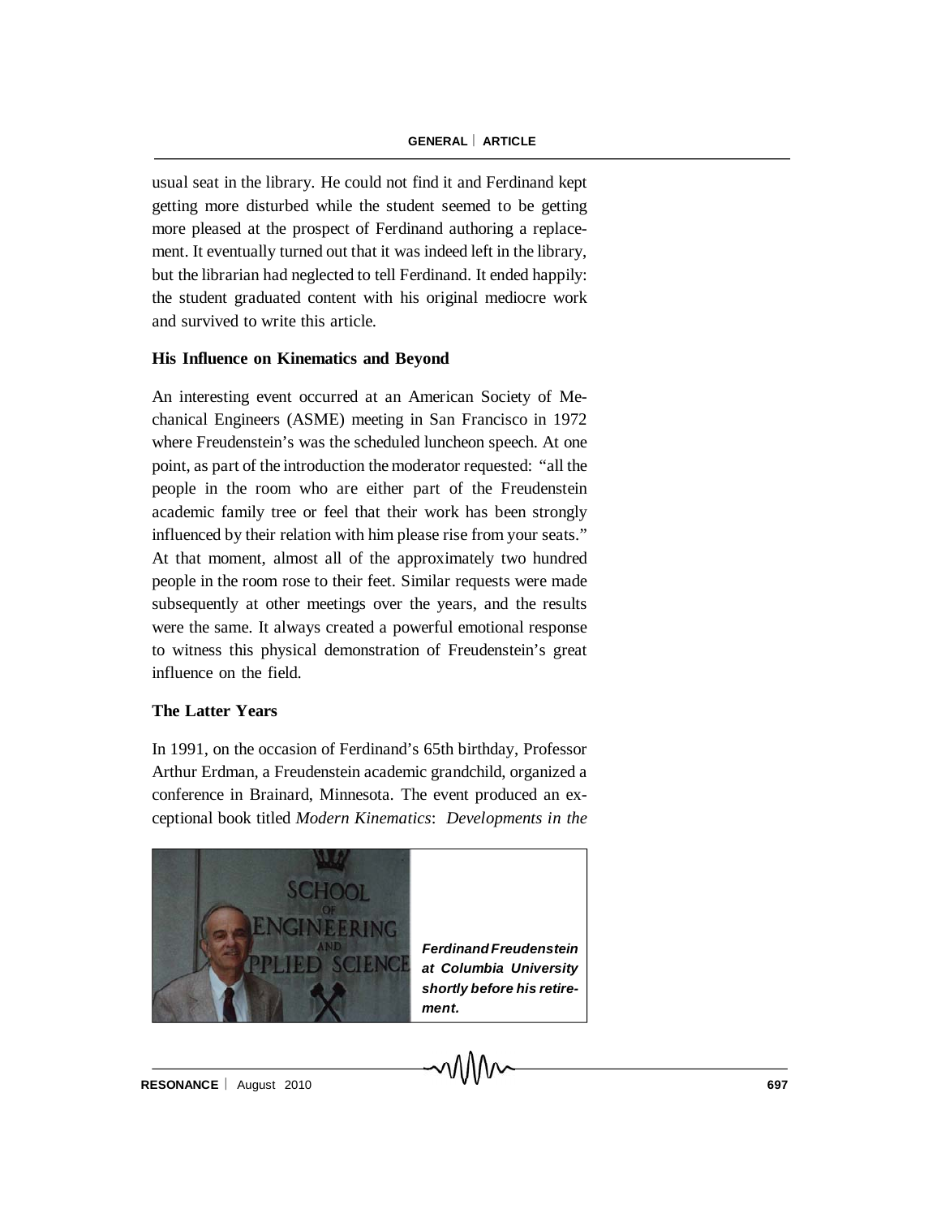usual seat in the library. He could not find it and Ferdinand kept getting more disturbed while the student seemed to be getting more pleased at the prospect of Ferdinand authoring a replacement. It eventually turned out that it was indeed left in the library, but the librarian had neglected to tell Ferdinand. It ended happily: the student graduated content with his original mediocre work and survived to write this article.

## His Influence on Kinematics and Beyond

An interesting event occurred at an American Society of Mechanical Engineers (ASME) meeting in San Francisco in 1972 where Freudenstein's was the scheduled luncheon speech. At one point, as part of the introduction the moderator requested: "all the people in the room who are either part of the Freudenstein academic family tree or feel that their work has been strongly influenced by their relation with him please rise from your seats." At that moment, almost all of the approximately two hundred people in the room rose to their feet. Similar requests were made subsequently at other meetings over the years, and the results were the same. It always created a powerful emotional response to witness this physical demonstration of Freudenstein's great influence on the field.

## The Latter Years

In 1991, on the occasion of Ferdinand's 65th birthday, Professor Arthur Erdman, a Freudenstein academic grandchild, organized a conference in Brainard, Minnesota. The event produced an exceptional book titled *Modern Kinematics*: *Developments in the*

***Ferdinand Freudenstein at Columbia University shortly before his retirement.***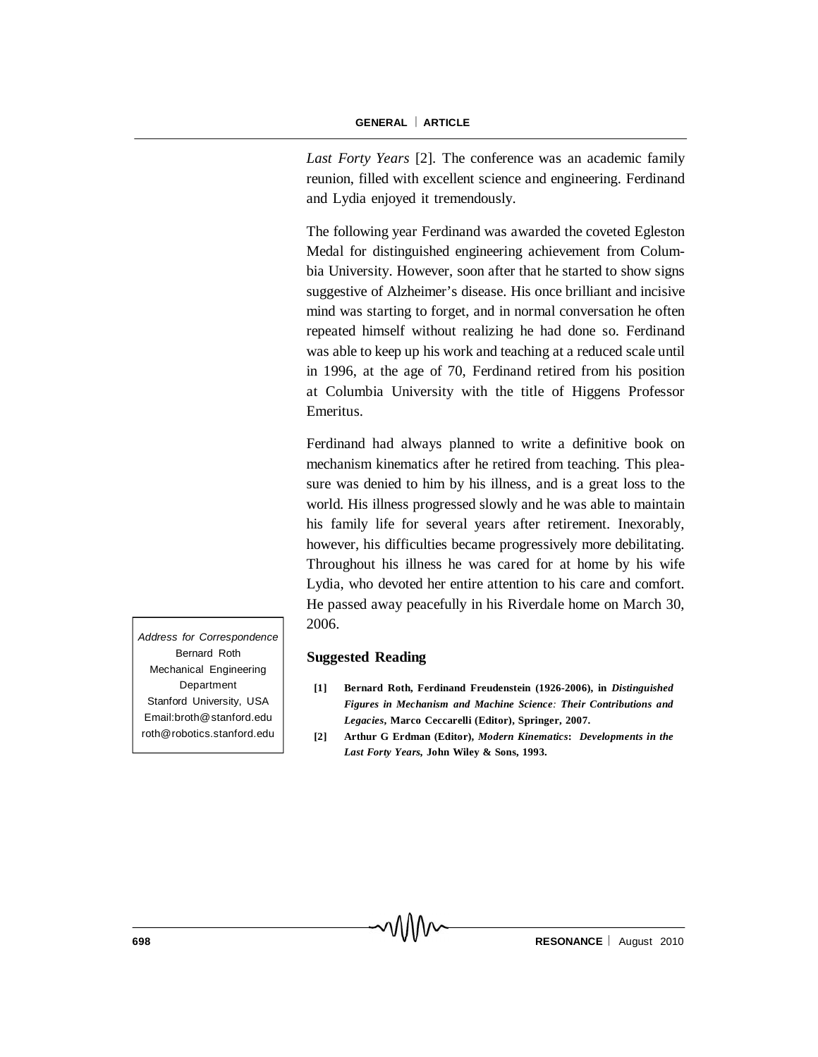*Last Forty Years* [2]. The conference was an academic family reunion, filled with excellent science and engineering. Ferdinand and Lydia enjoyed it tremendously.

The following year Ferdinand was awarded the coveted Egleston Medal for distinguished engineering achievement from Columbia University. However, soon after that he started to show signs suggestive of Alzheimer's disease. His once brilliant and incisive mind was starting to forget, and in normal conversation he often repeated himself without realizing he had done so. Ferdinand was able to keep up his work and teaching at a reduced scale until in 1996, at the age of 70, Ferdinand retired from his position at Columbia University with the title of Higgens Professor Emeritus.

Ferdinand had always planned to write a definitive book on mechanism kinematics after he retired from teaching. This pleasure was denied to him by his illness, and is a great loss to the world. His illness progressed slowly and he was able to maintain his family life for several years after retirement. Inexorably, however, his difficulties became progressively more debilitating. Throughout his illness he was cared for at home by his wife Lydia, who devoted her entire attention to his care and comfort. He passed away peacefully in his Riverdale home on March 30, 2006.

## Suggested Reading

[1] **Bernard Roth, Ferdinand Freudenstein (1926-2006), in *Distinguished Figures in Mechanism and Machine Science: Their Contributions and Legacies*, Marco Ceccarelli (Editor), Springer, 2007.**

[2] **Arthur G Erdman (Editor), *Modern Kinematics: Developments in the Last Forty Years*, John Wiley & Sons, 1993.**

*Address for Correspondence*
Bernard Roth
Mechanical Engineering Department
Stanford University, USA
Email:broth@stanford.edu
roth@robotics.stanford.edu